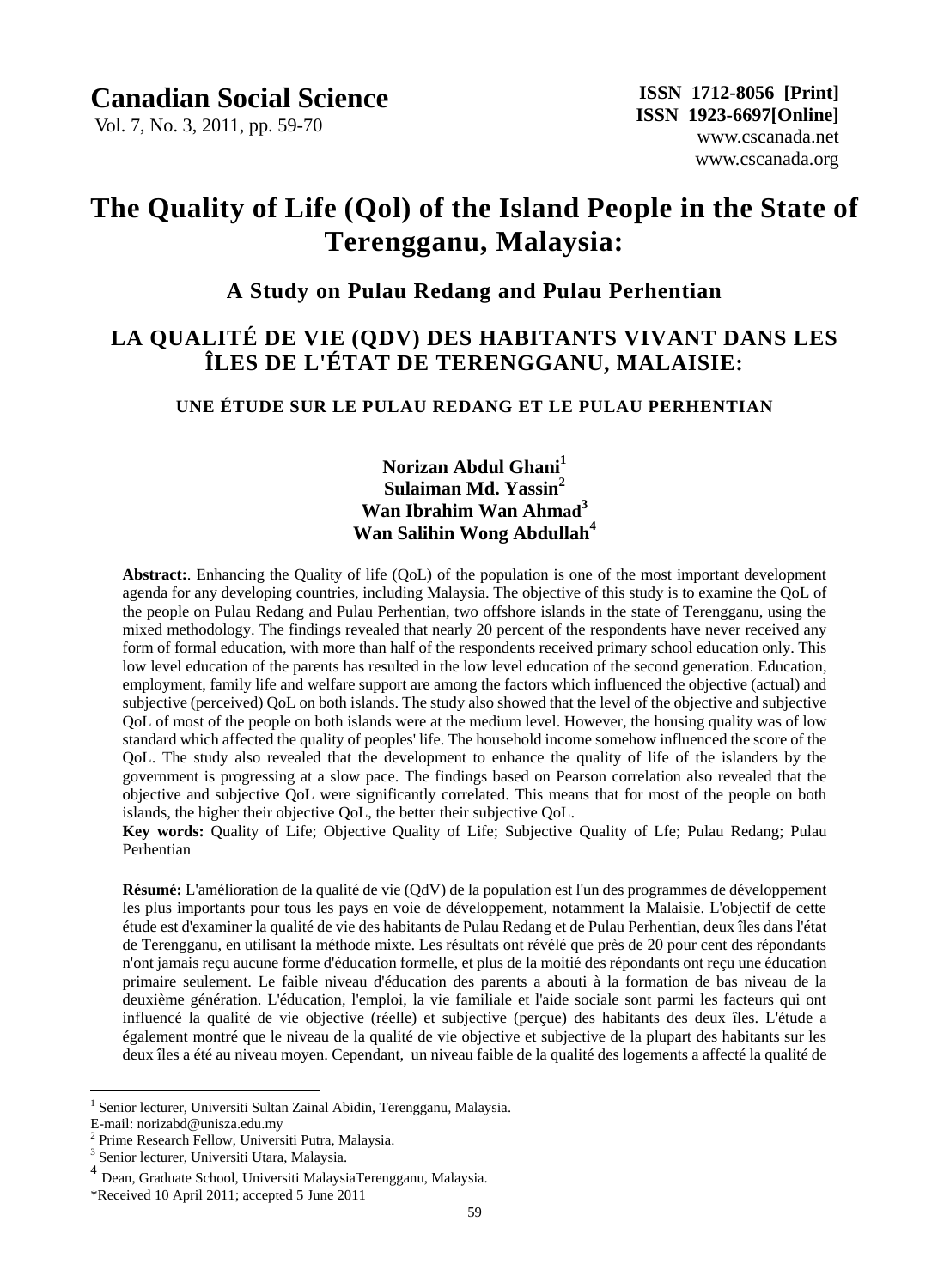# The Quality of Life (Qol) of the Island People in the State of Terengganu, Malaysia:

## A Study on Pulau Redang and Pulau Perhentian

# LA QUALITÉ DE VIE (QDV) DES HABITANTS VIVANT DANS LES ÎLES DE L'ÉTAT DE TERENGGANU, MALAISIE:

### UNE ÉTUDE SUR LE PULAU REDANG ET LE PULAU PERHENTIAN

**Norizan Abdul Ghani**[1]
**Sulaiman Md. Yassin**[2]
**Wan Ibrahim Wan Ahmad**[3]
**Wan Salihin Wong Abdullah**[4]

**Abstract:**. Enhancing the Quality of life (QoL) of the population is one of the most important development agenda for any developing countries, including Malaysia. The objective of this study is to examine the QoL of the people on Pulau Redang and Pulau Perhentian, two offshore islands in the state of Terengganu, using the mixed methodology. The findings revealed that nearly 20 percent of the respondents have never received any form of formal education, with more than half of the respondents received primary school education only. This low level education of the parents has resulted in the low level education of the second generation. Education, employment, family life and welfare support are among the factors which influenced the objective (actual) and subjective (perceived) QoL on both islands. The study also showed that the level of the objective and subjective QoL of most of the people on both islands were at the medium level. However, the housing quality was of low standard which affected the quality of peoples' life. The household income somehow influenced the score of the QoL. The study also revealed that the development to enhance the quality of life of the islanders by the government is progressing at a slow pace. The findings based on Pearson correlation also revealed that the objective and subjective QoL were significantly correlated. This means that for most of the people on both islands, the higher their objective QoL, the better their subjective QoL.

**Key words:** Quality of Life; Objective Quality of Life; Subjective Quality of Lfe; Pulau Redang; Pulau Perhentian

**Résumé:** L'amélioration de la qualité de vie (QdV) de la population est l'un des programmes de développement les plus importants pour tous les pays en voie de développement, notamment la Malaisie. L'objectif de cette étude est d'examiner la qualité de vie des habitants de Pulau Redang et de Pulau Perhentian, deux îles dans l'état de Terengganu, en utilisant la méthode mixte. Les résultats ont révélé que près de 20 pour cent des répondants n'ont jamais reçu aucune forme d'éducation formelle, et plus de la moitié des répondants ont reçu une éducation primaire seulement. Le faible niveau d'éducation des parents a abouti à la formation de bas niveau de la deuxième génération. L'éducation, l'emploi, la vie familiale et l'aide sociale sont parmi les facteurs qui ont influencé la qualité de vie objective (réelle) et subjective (perçue) des habitants des deux îles. L'étude a également montré que le niveau de la qualité de vie objective et subjective de la plupart des habitants sur les deux îles a été au niveau moyen. Cependant, un niveau faible de la qualité des logements a affecté la qualité de

---

[1] Senior lecturer, Universiti Sultan Zainal Abidin, Terengganu, Malaysia.
E-mail: norizabd@unisza.edu.my
[2] Prime Research Fellow, Universiti Putra, Malaysia.
[3] Senior lecturer, Universiti Utara, Malaysia.
[4] Dean, Graduate School, Universiti MalaysiaTerengganu, Malaysia.
*Received 10 April 2011; accepted 5 June 2011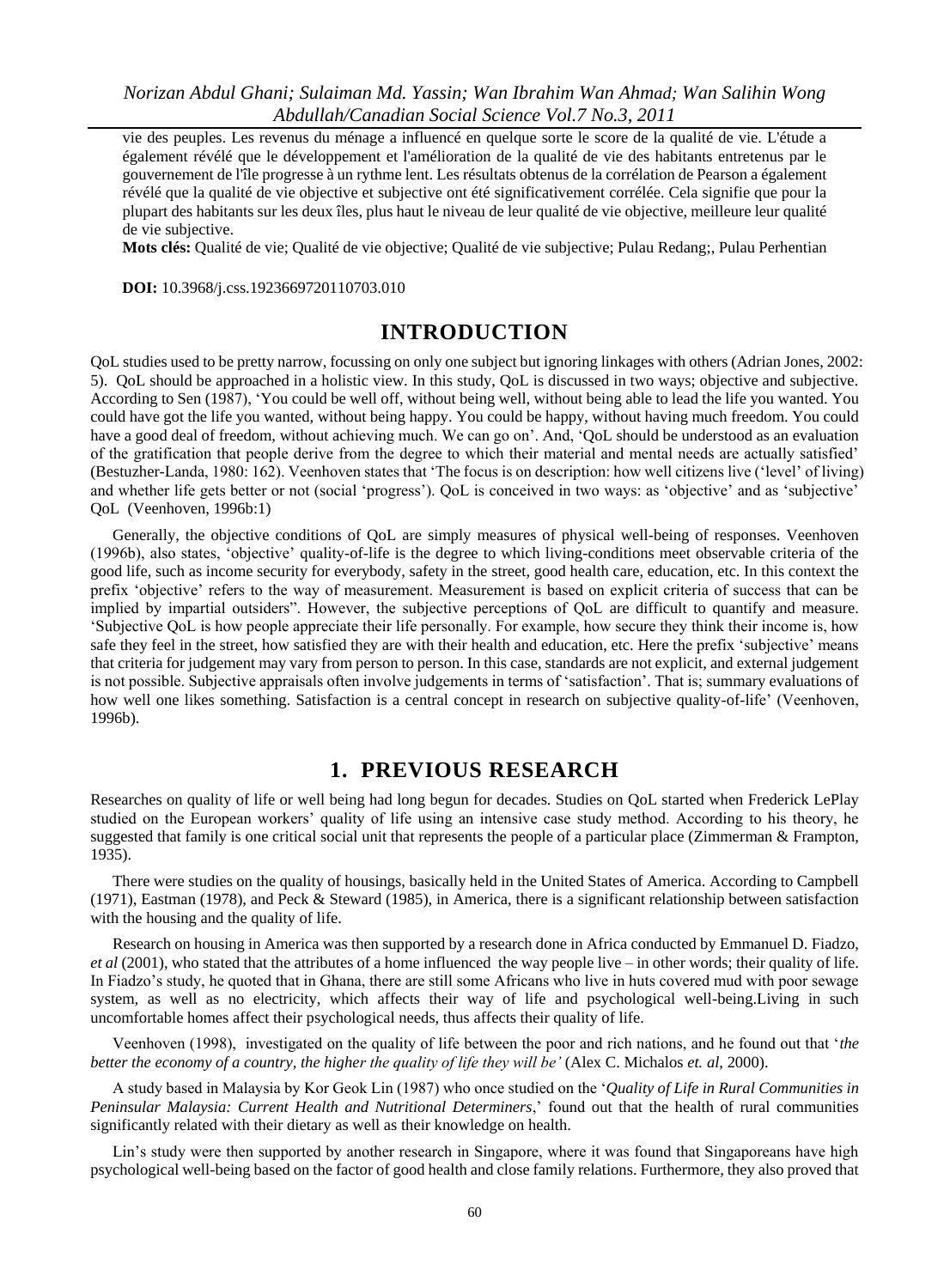vie des peuples. Les revenus du ménage a influencé en quelque sorte le score de la qualité de vie. L'étude a également révélé que le développement et l'amélioration de la qualité de vie des habitants entretenus par le gouvernement de l'île progresse à un rythme lent. Les résultats obtenus de la corrélation de Pearson a également révélé que la qualité de vie objective et subjective ont été significativement corrélée. Cela signifie que pour la plupart des habitants sur les deux îles, plus haut le niveau de leur qualité de vie objective, meilleure leur qualité de vie subjective.

**Mots clés:** Qualité de vie; Qualité de vie objective; Qualité de vie subjective; Pulau Redang;, Pulau Perhentian

**DOI:** 10.3968/j.css.1923669720110703.010

# INTRODUCTION

QoL studies used to be pretty narrow, focussing on only one subject but ignoring linkages with others (Adrian Jones, 2002: 5). QoL should be approached in a holistic view. In this study, QoL is discussed in two ways; objective and subjective. According to Sen (1987), 'You could be well off, without being well, without being able to lead the life you wanted. You could have got the life you wanted, without being happy. You could be happy, without having much freedom. You could have a good deal of freedom, without achieving much. We can go on'. And, 'QoL should be understood as an evaluation of the gratification that people derive from the degree to which their material and mental needs are actually satisfied' (Bestuzher-Landa, 1980: 162). Veenhoven states that 'The focus is on description: how well citizens live ('level' of living) and whether life gets better or not (social 'progress'). QoL is conceived in two ways: as 'objective' and as 'subjective' QoL (Veenhoven, 1996b:1)

Generally, the objective conditions of QoL are simply measures of physical well-being of responses. Veenhoven (1996b), also states, 'objective' quality-of-life is the degree to which living-conditions meet observable criteria of the good life, such as income security for everybody, safety in the street, good health care, education, etc. In this context the prefix 'objective' refers to the way of measurement. Measurement is based on explicit criteria of success that can be implied by impartial outsiders". However, the subjective perceptions of QoL are difficult to quantify and measure. 'Subjective QoL is how people appreciate their life personally. For example, how secure they think their income is, how safe they feel in the street, how satisfied they are with their health and education, etc. Here the prefix 'subjective' means that criteria for judgement may vary from person to person. In this case, standards are not explicit, and external judgement is not possible. Subjective appraisals often involve judgements in terms of 'satisfaction'. That is; summary evaluations of how well one likes something. Satisfaction is a central concept in research on subjective quality-of-life' (Veenhoven, 1996b).

# 1. PREVIOUS RESEARCH

Researches on quality of life or well being had long begun for decades. Studies on QoL started when Frederick LePlay studied on the European workers' quality of life using an intensive case study method. According to his theory, he suggested that family is one critical social unit that represents the people of a particular place (Zimmerman & Frampton, 1935).

There were studies on the quality of housings, basically held in the United States of America. According to Campbell (1971), Eastman (1978), and Peck & Steward (1985), in America, there is a significant relationship between satisfaction with the housing and the quality of life.

Research on housing in America was then supported by a research done in Africa conducted by Emmanuel D. Fiadzo, *et al* (2001), who stated that the attributes of a home influenced the way people live – in other words; their quality of life. In Fiadzo's study, he quoted that in Ghana, there are still some Africans who live in huts covered mud with poor sewage system, as well as no electricity, which affects their way of life and psychological well-being.Living in such uncomfortable homes affect their psychological needs, thus affects their quality of life.

Veenhoven (1998), investigated on the quality of life between the poor and rich nations, and he found out that '*the better the economy of a country, the higher the quality of life they will be'* (Alex C. Michalos *et. al*, 2000).

A study based in Malaysia by Kor Geok Lin (1987) who once studied on the '*Quality of Life in Rural Communities in Peninsular Malaysia: Current Health and Nutritional Determiners*,' found out that the health of rural communities significantly related with their dietary as well as their knowledge on health.

Lin's study were then supported by another research in Singapore, where it was found that Singaporeans have high psychological well-being based on the factor of good health and close family relations. Furthermore, they also proved that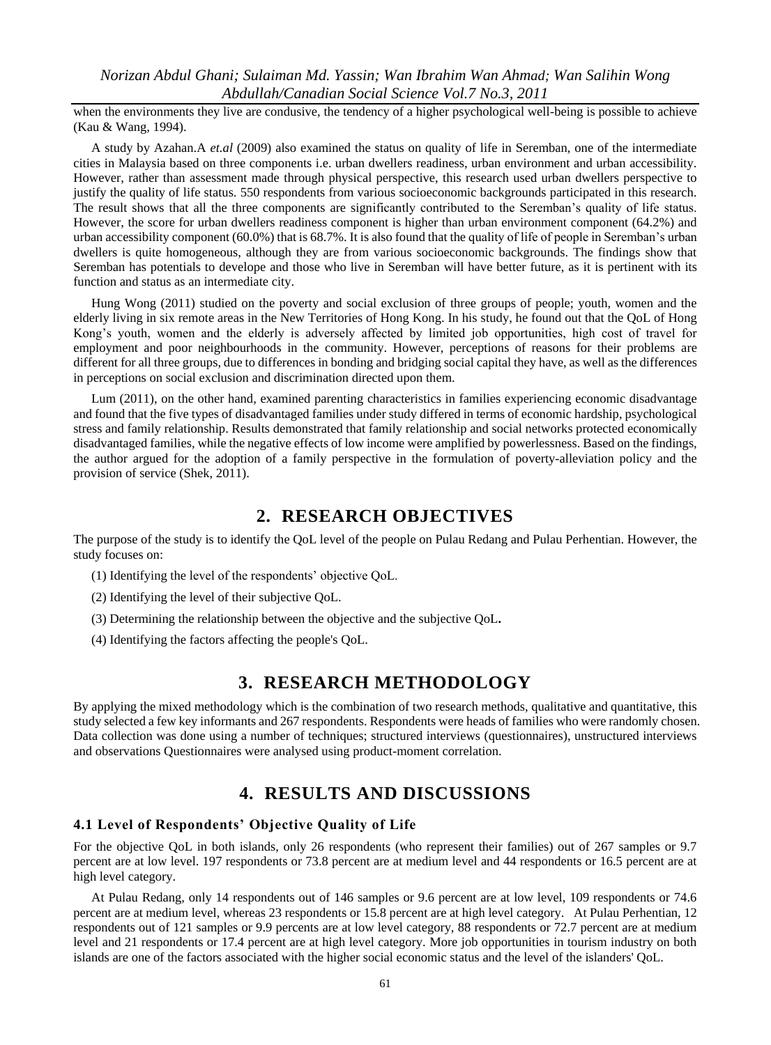when the environments they live are condusive, the tendency of a higher psychological well-being is possible to achieve (Kau & Wang, 1994).

A study by Azahan.A *et.al* (2009) also examined the status on quality of life in Seremban, one of the intermediate cities in Malaysia based on three components i.e. urban dwellers readiness, urban environment and urban accessibility. However, rather than assessment made through physical perspective, this research used urban dwellers perspective to justify the quality of life status. 550 respondents from various socioeconomic backgrounds participated in this research. The result shows that all the three components are significantly contributed to the Seremban's quality of life status. However, the score for urban dwellers readiness component is higher than urban environment component (64.2%) and urban accessibility component (60.0%) that is 68.7%. It is also found that the quality of life of people in Seremban's urban dwellers is quite homogeneous, although they are from various socioeconomic backgrounds. The findings show that Seremban has potentials to develope and those who live in Seremban will have better future, as it is pertinent with its function and status as an intermediate city.

Hung Wong (2011) studied on the poverty and social exclusion of three groups of people; youth, women and the elderly living in six remote areas in the New Territories of Hong Kong. In his study, he found out that the QoL of Hong Kong's youth, women and the elderly is adversely affected by limited job opportunities, high cost of travel for employment and poor neighbourhoods in the community. However, perceptions of reasons for their problems are different for all three groups, due to differences in bonding and bridging social capital they have, as well as the differences in perceptions on social exclusion and discrimination directed upon them.

Lum (2011), on the other hand, examined parenting characteristics in families experiencing economic disadvantage and found that the five types of disadvantaged families under study differed in terms of economic hardship, psychological stress and family relationship. Results demonstrated that family relationship and social networks protected economically disadvantaged families, while the negative effects of low income were amplified by powerlessness. Based on the findings, the author argued for the adoption of a family perspective in the formulation of poverty-alleviation policy and the provision of service (Shek, 2011).

## 2. RESEARCH OBJECTIVES

The purpose of the study is to identify the QoL level of the people on Pulau Redang and Pulau Perhentian. However, the study focuses on:

(1) Identifying the level of the respondents' objective QoL.

(2) Identifying the level of their subjective QoL.

(3) Determining the relationship between the objective and the subjective QoL**.**

(4) Identifying the factors affecting the people's QoL.

## 3. RESEARCH METHODOLOGY

By applying the mixed methodology which is the combination of two research methods, qualitative and quantitative, this study selected a few key informants and 267 respondents. Respondents were heads of families who were randomly chosen. Data collection was done using a number of techniques; structured interviews (questionnaires), unstructured interviews and observations Questionnaires were analysed using product-moment correlation.

## 4. RESULTS AND DISCUSSIONS

### 4.1 Level of Respondents' Objective Quality of Life

For the objective QoL in both islands, only 26 respondents (who represent their families) out of 267 samples or 9.7 percent are at low level. 197 respondents or 73.8 percent are at medium level and 44 respondents or 16.5 percent are at high level category.

At Pulau Redang, only 14 respondents out of 146 samples or 9.6 percent are at low level, 109 respondents or 74.6 percent are at medium level, whereas 23 respondents or 15.8 percent are at high level category. At Pulau Perhentian, 12 respondents out of 121 samples or 9.9 percents are at low level category, 88 respondents or 72.7 percent are at medium level and 21 respondents or 17.4 percent are at high level category. More job opportunities in tourism industry on both islands are one of the factors associated with the higher social economic status and the level of the islanders' QoL.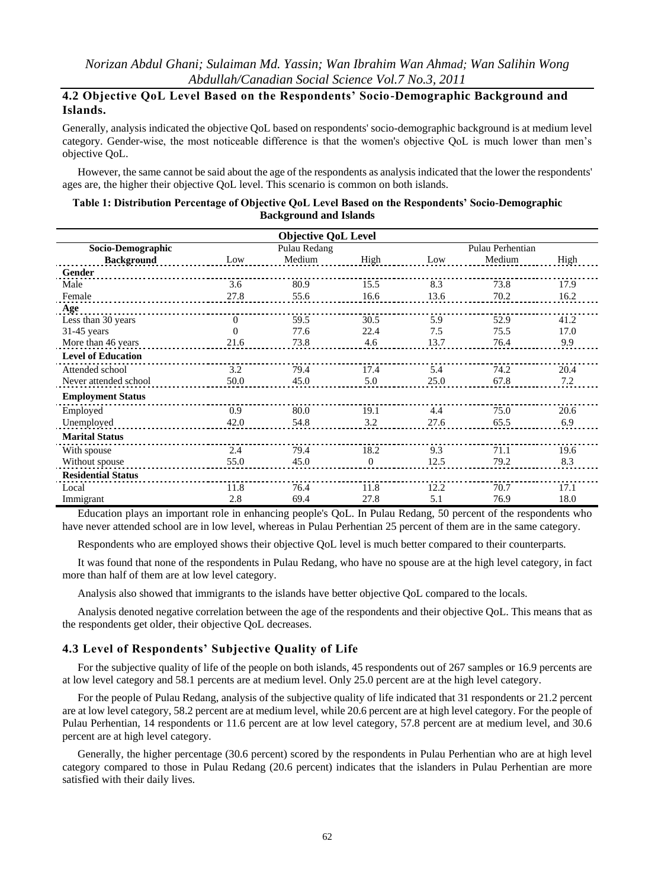### 4.2 Objective QoL Level Based on the Respondents' Socio-Demographic Background and Islands.

Generally, analysis indicated the objective QoL based on respondents' socio-demographic background is at medium level category. Gender-wise, the most noticeable difference is that the women's objective QoL is much lower than men's objective QoL.

However, the same cannot be said about the age of the respondents as analysis indicated that the lower the respondents' ages are, the higher their objective QoL level. This scenario is common on both islands.

**Table 1: Distribution Percentage of Objective QoL Level Based on the Respondents' Socio-Demographic Background and Islands**

| Socio-Demographic Background | Objective QoL Level | | | | | |
|---|---|---|---|---|---|---|
| | Pulau Redang | | | Pulau Perhentian | | |
| | Low | Medium | High | Low | Medium | High |
| **Gender** | | | | | | |
| Male | 3.6 | 80.9 | 15.5 | 8.3 | 73.8 | 17.9 |
| Female | 27.8 | 55.6 | 16.6 | 13.6 | 70.2 | 16.2 |
| **Age** | | | | | | |
| Less than 30 years | 0 | 59.5 | 30.5 | 5.9 | 52.9 | 41.2 |
| 31-45 years | 0 | 77.6 | 22.4 | 7.5 | 75.5 | 17.0 |
| More than 46 years | 21.6 | 73.8 | 4.6 | 13.7 | 76.4 | 9.9 |
| **Level of Education** | | | | | | |
| Attended school | 3.2 | 79.4 | 17.4 | 5.4 | 74.2 | 20.4 |
| Never attended school | 50.0 | 45.0 | 5.0 | 25.0 | 67.8 | 7.2 |
| **Employment Status** | | | | | | |
| Employed | 0.9 | 80.0 | 19.1 | 4.4 | 75.0 | 20.6 |
| Unemployed | 42.0 | 54.8 | 3.2 | 27.6 | 65.5 | 6.9 |
| **Marital Status** | | | | | | |
| With spouse | 2.4 | 79.4 | 18.2 | 9.3 | 71.1 | 19.6 |
| Without spouse | 55.0 | 45.0 | 0 | 12.5 | 79.2 | 8.3 |
| **Residential Status** | | | | | | |
| Local | 11.8 | 76.4 | 11.8 | 12.2 | 70.7 | 17.1 |
| Immigrant | 2.8 | 69.4 | 27.8 | 5.1 | 76.9 | 18.0 |

Education plays an important role in enhancing people's QoL. In Pulau Redang, 50 percent of the respondents who have never attended school are in low level, whereas in Pulau Perhentian 25 percent of them are in the same category.

Respondents who are employed shows their objective QoL level is much better compared to their counterparts.

It was found that none of the respondents in Pulau Redang, who have no spouse are at the high level category, in fact more than half of them are at low level category.

Analysis also showed that immigrants to the islands have better objective QoL compared to the locals.

Analysis denoted negative correlation between the age of the respondents and their objective QoL. This means that as the respondents get older, their objective QoL decreases.

### 4.3 Level of Respondents' Subjective Quality of Life

For the subjective quality of life of the people on both islands, 45 respondents out of 267 samples or 16.9 percents are at low level category and 58.1 percents are at medium level. Only 25.0 percent are at the high level category.

For the people of Pulau Redang, analysis of the subjective quality of life indicated that 31 respondents or 21.2 percent are at low level category, 58.2 percent are at medium level, while 20.6 percent are at high level category. For the people of Pulau Perhentian, 14 respondents or 11.6 percent are at low level category, 57.8 percent are at medium level, and 30.6 percent are at high level category.

Generally, the higher percentage (30.6 percent) scored by the respondents in Pulau Perhentian who are at high level category compared to those in Pulau Redang (20.6 percent) indicates that the islanders in Pulau Perhentian are more satisfied with their daily lives.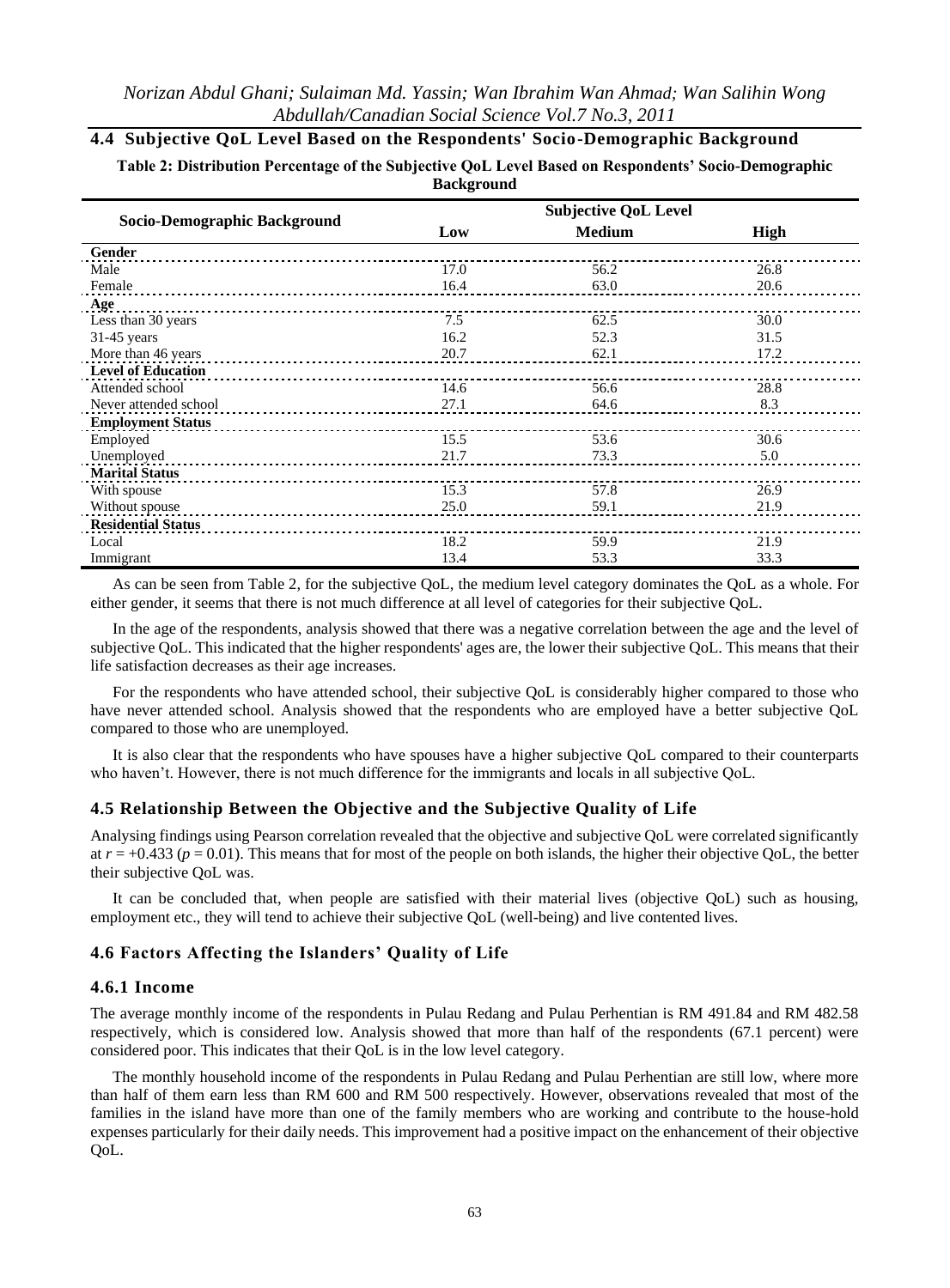### 4.4 Subjective QoL Level Based on the Respondents' Socio-Demographic Background

**Table 2: Distribution Percentage of the Subjective QoL Level Based on Respondents' Socio-Demographic Background**

| Socio-Demographic Background | Subjective QoL Level | | |
|---|---|---|---|
| | Low | Medium | High |
| **Gender** | | | |
| Male | 17.0 | 56.2 | 26.8 |
| Female | 16.4 | 63.0 | 20.6 |
| **Age** | | | |
| Less than 30 years | 7.5 | 62.5 | 30.0 |
| 31-45 years | 16.2 | 52.3 | 31.5 |
| More than 46 years | 20.7 | 62.1 | 17.2 |
| **Level of Education** | | | |
| Attended school | 14.6 | 56.6 | 28.8 |
| Never attended school | 27.1 | 64.6 | 8.3 |
| **Employment Status** | | | |
| Employed | 15.5 | 53.6 | 30.6 |
| Unemployed | 21.7 | 73.3 | 5.0 |
| **Marital Status** | | | |
| With spouse | 15.3 | 57.8 | 26.9 |
| Without spouse | 25.0 | 59.1 | 21.9 |
| **Residential Status** | | | |
| Local | 18.2 | 59.9 | 21.9 |
| Immigrant | 13.4 | 53.3 | 33.3 |

As can be seen from Table 2, for the subjective QoL, the medium level category dominates the QoL as a whole. For either gender, it seems that there is not much difference at all level of categories for their subjective QoL.

In the age of the respondents, analysis showed that there was a negative correlation between the age and the level of subjective QoL. This indicated that the higher respondents' ages are, the lower their subjective QoL. This means that their life satisfaction decreases as their age increases.

For the respondents who have attended school, their subjective QoL is considerably higher compared to those who have never attended school. Analysis showed that the respondents who are employed have a better subjective QoL compared to those who are unemployed.

It is also clear that the respondents who have spouses have a higher subjective QoL compared to their counterparts who haven't. However, there is not much difference for the immigrants and locals in all subjective QoL.

### 4.5 Relationship Between the Objective and the Subjective Quality of Life

Analysing findings using Pearson correlation revealed that the objective and subjective QoL were correlated significantly at $r = +0.433$ ($p = 0.01$). This means that for most of the people on both islands, the higher their objective QoL, the better their subjective QoL was.

It can be concluded that, when people are satisfied with their material lives (objective QoL) such as housing, employment etc., they will tend to achieve their subjective QoL (well-being) and live contented lives.

### 4.6 Factors Affecting the Islanders' Quality of Life

#### 4.6.1 Income

The average monthly income of the respondents in Pulau Redang and Pulau Perhentian is RM 491.84 and RM 482.58 respectively, which is considered low. Analysis showed that more than half of the respondents (67.1 percent) were considered poor. This indicates that their QoL is in the low level category.

The monthly household income of the respondents in Pulau Redang and Pulau Perhentian are still low, where more than half of them earn less than RM 600 and RM 500 respectively. However, observations revealed that most of the families in the island have more than one of the family members who are working and contribute to the house-hold expenses particularly for their daily needs. This improvement had a positive impact on the enhancement of their objective QoL.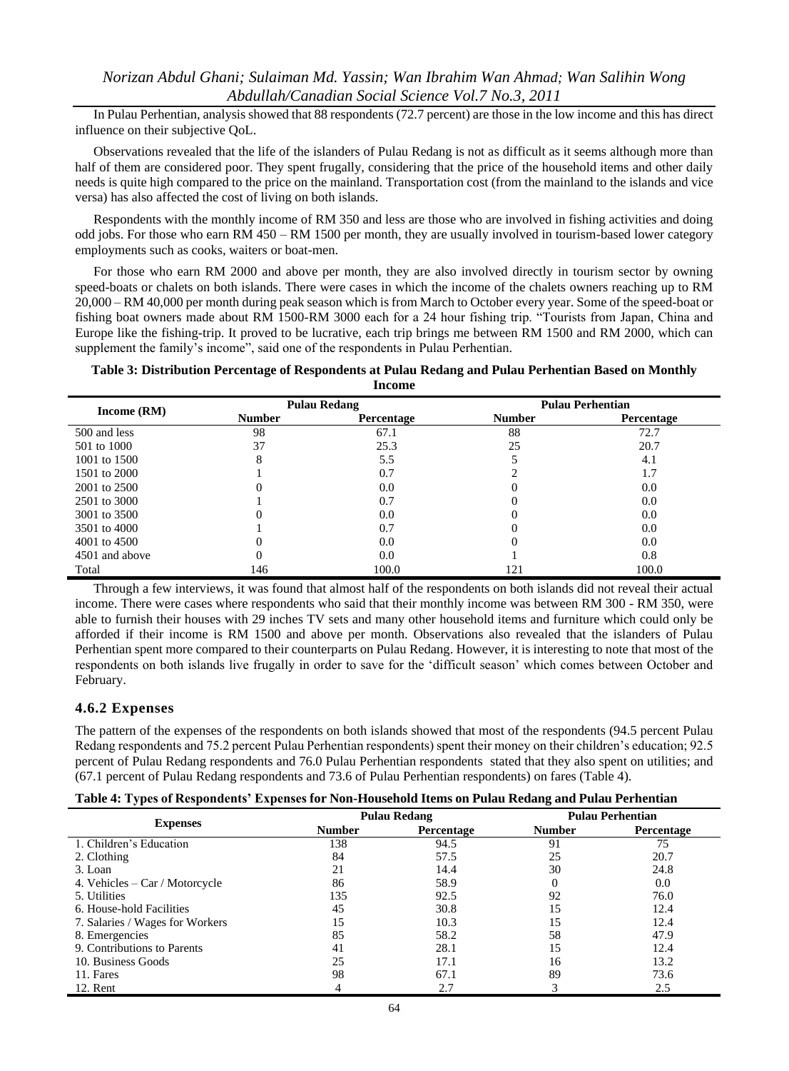In Pulau Perhentian, analysis showed that 88 respondents (72.7 percent) are those in the low income and this has direct influence on their subjective QoL.

Observations revealed that the life of the islanders of Pulau Redang is not as difficult as it seems although more than half of them are considered poor. They spent frugally, considering that the price of the household items and other daily needs is quite high compared to the price on the mainland. Transportation cost (from the mainland to the islands and vice versa) has also affected the cost of living on both islands.

Respondents with the monthly income of RM 350 and less are those who are involved in fishing activities and doing odd jobs. For those who earn RM 450 – RM 1500 per month, they are usually involved in tourism-based lower category employments such as cooks, waiters or boat-men.

For those who earn RM 2000 and above per month, they are also involved directly in tourism sector by owning speed-boats or chalets on both islands. There were cases in which the income of the chalets owners reaching up to RM 20,000 – RM 40,000 per month during peak season which is from March to October every year. Some of the speed-boat or fishing boat owners made about RM 1500-RM 3000 each for a 24 hour fishing trip. "Tourists from Japan, China and Europe like the fishing-trip. It proved to be lucrative, each trip brings me between RM 1500 and RM 2000, which can supplement the family's income", said one of the respondents in Pulau Perhentian.

**Table 3: Distribution Percentage of Respondents at Pulau Redang and Pulau Perhentian Based on Monthly Income**

| Income (RM) | Pulau Redang | | Pulau Perhentian | |
|---|---|---|---|---|
| | Number | Percentage | Number | Percentage |
| 500 and less | 98 | 67.1 | 88 | 72.7 |
| 501 to 1000 | 37 | 25.3 | 25 | 20.7 |
| 1001 to 1500 | 8 | 5.5 | 5 | 4.1 |
| 1501 to 2000 | 1 | 0.7 | 2 | 1.7 |
| 2001 to 2500 | 0 | 0.0 | 0 | 0.0 |
| 2501 to 3000 | 1 | 0.7 | 0 | 0.0 |
| 3001 to 3500 | 0 | 0.0 | 0 | 0.0 |
| 3501 to 4000 | 1 | 0.7 | 0 | 0.0 |
| 4001 to 4500 | 0 | 0.0 | 0 | 0.0 |
| 4501 and above | 0 | 0.0 | 1 | 0.8 |
| Total | 146 | 100.0 | 121 | 100.0 |

Through a few interviews, it was found that almost half of the respondents on both islands did not reveal their actual income. There were cases where respondents who said that their monthly income was between RM 300 - RM 350, were able to furnish their houses with 29 inches TV sets and many other household items and furniture which could only be afforded if their income is RM 1500 and above per month. Observations also revealed that the islanders of Pulau Perhentian spent more compared to their counterparts on Pulau Redang. However, it is interesting to note that most of the respondents on both islands live frugally in order to save for the 'difficult season' which comes between October and February.

### 4.6.2 Expenses

The pattern of the expenses of the respondents on both islands showed that most of the respondents (94.5 percent Pulau Redang respondents and 75.2 percent Pulau Perhentian respondents) spent their money on their children's education; 92.5 percent of Pulau Redang respondents and 76.0 Pulau Perhentian respondents stated that they also spent on utilities; and (67.1 percent of Pulau Redang respondents and 73.6 of Pulau Perhentian respondents) on fares (Table 4).

**Table 4: Types of Respondents' Expenses for Non-Household Items on Pulau Redang and Pulau Perhentian**

| Expenses | Pulau Redang | | Pulau Perhentian | |
|---|---|---|---|---|
| | Number | Percentage | Number | Percentage |
| 1. Children's Education | 138 | 94.5 | 91 | 75 |
| 2. Clothing | 84 | 57.5 | 25 | 20.7 |
| 3. Loan | 21 | 14.4 | 30 | 24.8 |
| 4. Vehicles – Car / Motorcycle | 86 | 58.9 | 0 | 0.0 |
| 5. Utilities | 135 | 92.5 | 92 | 76.0 |
| 6. House-hold Facilities | 45 | 30.8 | 15 | 12.4 |
| 7. Salaries / Wages for Workers | 15 | 10.3 | 15 | 12.4 |
| 8. Emergencies | 85 | 58.2 | 58 | 47.9 |
| 9. Contributions to Parents | 41 | 28.1 | 15 | 12.4 |
| 10. Business Goods | 25 | 17.1 | 16 | 13.2 |
| 11. Fares | 98 | 67.1 | 89 | 73.6 |
| 12. Rent | 4 | 2.7 | 3 | 2.5 |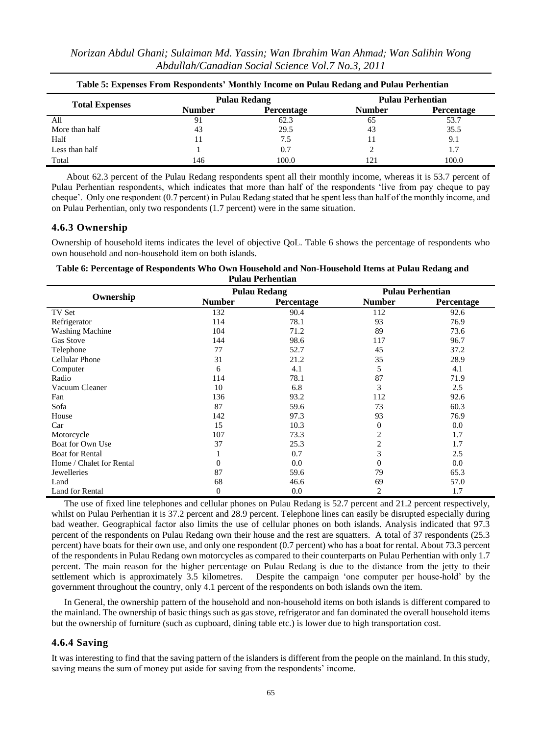**Table 5: Expenses From Respondents' Monthly Income on Pulau Redang and Pulau Perhentian**

| Total Expenses | Pulau Redang | | Pulau Perhentian | |
|---|---|---|---|---|
| | Number | Percentage | Number | Percentage |
| All | 91 | 62.3 | 65 | 53.7 |
| More than half | 43 | 29.5 | 43 | 35.5 |
| Half | 11 | 7.5 | 11 | 9.1 |
| Less than half | 1 | 0.7 | 2 | 1.7 |
| Total | 146 | 100.0 | 121 | 100.0 |

About 62.3 percent of the Pulau Redang respondents spent all their monthly income, whereas it is 53.7 percent of Pulau Perhentian respondents, which indicates that more than half of the respondents 'live from pay cheque to pay cheque'. Only one respondent (0.7 percent) in Pulau Redang stated that he spent less than half of the monthly income, and on Pulau Perhentian, only two respondents (1.7 percent) were in the same situation.

### 4.6.3 Ownership

Ownership of household items indicates the level of objective QoL. Table 6 shows the percentage of respondents who own household and non-household item on both islands.

**Table 6: Percentage of Respondents Who Own Household and Non-Household Items at Pulau Redang and Pulau Perhentian**

| Ownership | Pulau Redang | | Pulau Perhentian | |
|---|---|---|---|---|
| | Number | Percentage | Number | Percentage |
| TV Set | 132 | 90.4 | 112 | 92.6 |
| Refrigerator | 114 | 78.1 | 93 | 76.9 |
| Washing Machine | 104 | 71.2 | 89 | 73.6 |
| Gas Stove | 144 | 98.6 | 117 | 96.7 |
| Telephone | 77 | 52.7 | 45 | 37.2 |
| Cellular Phone | 31 | 21.2 | 35 | 28.9 |
| Computer | 6 | 4.1 | 5 | 4.1 |
| Radio | 114 | 78.1 | 87 | 71.9 |
| Vacuum Cleaner | 10 | 6.8 | 3 | 2.5 |
| Fan | 136 | 93.2 | 112 | 92.6 |
| Sofa | 87 | 59.6 | 73 | 60.3 |
| House | 142 | 97.3 | 93 | 76.9 |
| Car | 15 | 10.3 | 0 | 0.0 |
| Motorcycle | 107 | 73.3 | 2 | 1.7 |
| Boat for Own Use | 37 | 25.3 | 2 | 1.7 |
| Boat for Rental | 1 | 0.7 | 3 | 2.5 |
| Home / Chalet for Rental | 0 | 0.0 | 0 | 0.0 |
| Jewelleries | 87 | 59.6 | 79 | 65.3 |
| Land | 68 | 46.6 | 69 | 57.0 |
| Land for Rental | 0 | 0.0 | 2 | 1.7 |

The use of fixed line telephones and cellular phones on Pulau Redang is 52.7 percent and 21.2 percent respectively, whilst on Pulau Perhentian it is 37.2 percent and 28.9 percent. Telephone lines can easily be disrupted especially during bad weather. Geographical factor also limits the use of cellular phones on both islands. Analysis indicated that 97.3 percent of the respondents on Pulau Redang own their house and the rest are squatters. A total of 37 respondents (25.3 percent) have boats for their own use, and only one respondent (0.7 percent) who has a boat for rental. About 73.3 percent of the respondents in Pulau Redang own motorcycles as compared to their counterparts on Pulau Perhentian with only 1.7 percent. The main reason for the higher percentage on Pulau Redang is due to the distance from the jetty to their settlement which is approximately 3.5 kilometres. Despite the campaign 'one computer per house-hold' by the government throughout the country, only 4.1 percent of the respondents on both islands own the item.

In General, the ownership pattern of the household and non-household items on both islands is different compared to the mainland. The ownership of basic things such as gas stove, refrigerator and fan dominated the overall household items but the ownership of furniture (such as cupboard, dining table etc.) is lower due to high transportation cost.

### 4.6.4 Saving

It was interesting to find that the saving pattern of the islanders is different from the people on the mainland. In this study, saving means the sum of money put aside for saving from the respondents' income.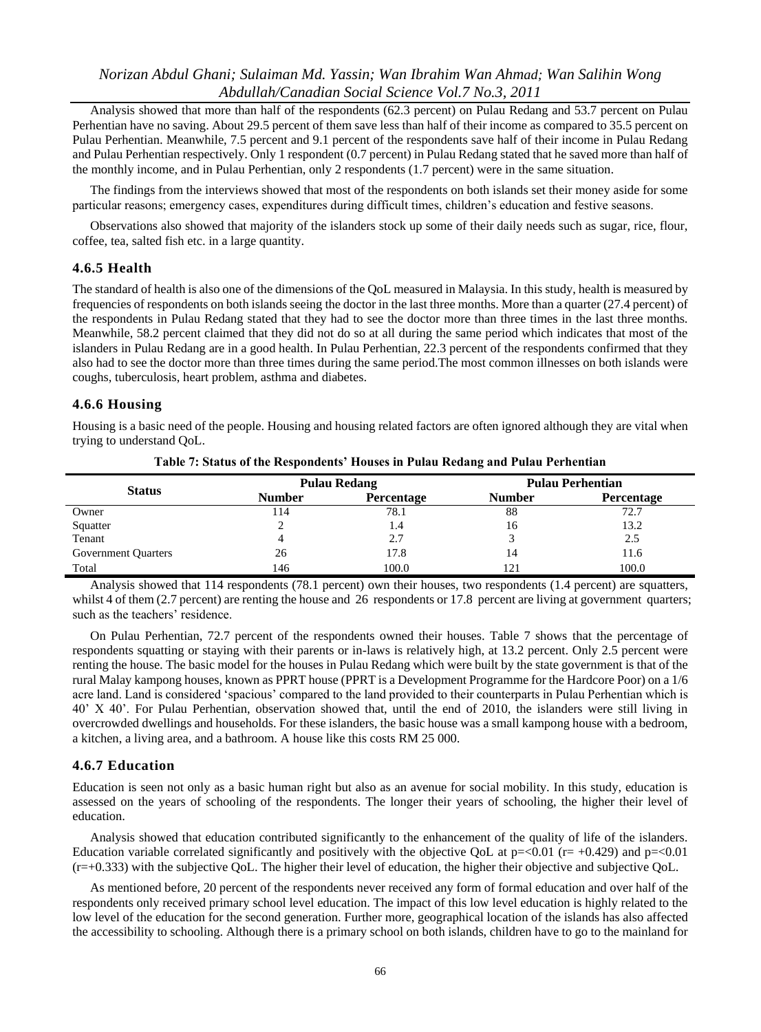Analysis showed that more than half of the respondents (62.3 percent) on Pulau Redang and 53.7 percent on Pulau Perhentian have no saving. About 29.5 percent of them save less than half of their income as compared to 35.5 percent on Pulau Perhentian. Meanwhile, 7.5 percent and 9.1 percent of the respondents save half of their income in Pulau Redang and Pulau Perhentian respectively. Only 1 respondent (0.7 percent) in Pulau Redang stated that he saved more than half of the monthly income, and in Pulau Perhentian, only 2 respondents (1.7 percent) were in the same situation.

The findings from the interviews showed that most of the respondents on both islands set their money aside for some particular reasons; emergency cases, expenditures during difficult times, children's education and festive seasons.

Observations also showed that majority of the islanders stock up some of their daily needs such as sugar, rice, flour, coffee, tea, salted fish etc. in a large quantity.

### 4.6.5 Health

The standard of health is also one of the dimensions of the QoL measured in Malaysia. In this study, health is measured by frequencies of respondents on both islands seeing the doctor in the last three months. More than a quarter (27.4 percent) of the respondents in Pulau Redang stated that they had to see the doctor more than three times in the last three months. Meanwhile, 58.2 percent claimed that they did not do so at all during the same period which indicates that most of the islanders in Pulau Redang are in a good health. In Pulau Perhentian, 22.3 percent of the respondents confirmed that they also had to see the doctor more than three times during the same period.The most common illnesses on both islands were coughs, tuberculosis, heart problem, asthma and diabetes.

### 4.6.6 Housing

Housing is a basic need of the people. Housing and housing related factors are often ignored although they are vital when trying to understand QoL.

**Table 7: Status of the Respondents' Houses in Pulau Redang and Pulau Perhentian**

| Status | Pulau Redang | | Pulau Perhentian | |
|---|---|---|---|---|
| | Number | Percentage | Number | Percentage |
| Owner | 114 | 78.1 | 88 | 72.7 |
| Squatter | 2 | 1.4 | 16 | 13.2 |
| Tenant | 4 | 2.7 | 3 | 2.5 |
| Government Quarters | 26 | 17.8 | 14 | 11.6 |
| Total | 146 | 100.0 | 121 | 100.0 |

Analysis showed that 114 respondents (78.1 percent) own their houses, two respondents (1.4 percent) are squatters, whilst 4 of them (2.7 percent) are renting the house and 26 respondents or 17.8 percent are living at government quarters; such as the teachers' residence.

On Pulau Perhentian, 72.7 percent of the respondents owned their houses. Table 7 shows that the percentage of respondents squatting or staying with their parents or in-laws is relatively high, at 13.2 percent. Only 2.5 percent were renting the house. The basic model for the houses in Pulau Redang which were built by the state government is that of the rural Malay kampong houses, known as PPRT house (PPRT is a Development Programme for the Hardcore Poor) on a 1/6 acre land. Land is considered 'spacious' compared to the land provided to their counterparts in Pulau Perhentian which is 40' X 40'. For Pulau Perhentian, observation showed that, until the end of 2010, the islanders were still living in overcrowded dwellings and households. For these islanders, the basic house was a small kampong house with a bedroom, a kitchen, a living area, and a bathroom. A house like this costs RM 25 000.

### 4.6.7 Education

Education is seen not only as a basic human right but also as an avenue for social mobility. In this study, education is assessed on the years of schooling of the respondents. The longer their years of schooling, the higher their level of education.

Analysis showed that education contributed significantly to the enhancement of the quality of life of the islanders. Education variable correlated significantly and positively with the objective QoL at $p=<0.01$ ($r= +0.429$) and $p=<0.01$ ($r=+0.333$) with the subjective QoL. The higher their level of education, the higher their objective and subjective QoL.

As mentioned before, 20 percent of the respondents never received any form of formal education and over half of the respondents only received primary school level education. The impact of this low level education is highly related to the low level of the education for the second generation. Further more, geographical location of the islands has also affected the accessibility to schooling. Although there is a primary school on both islands, children have to go to the mainland for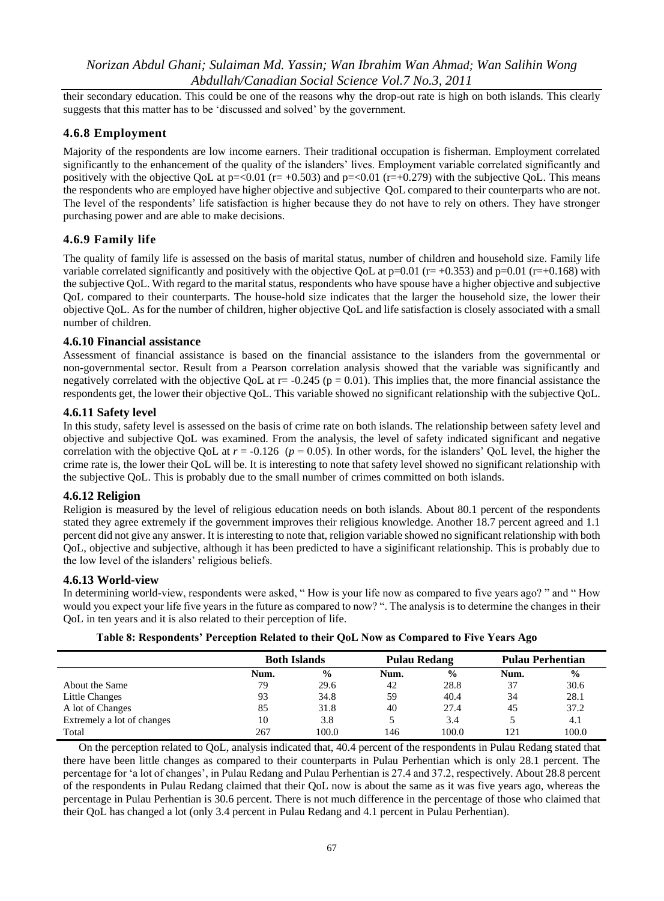their secondary education. This could be one of the reasons why the drop-out rate is high on both islands. This clearly suggests that this matter has to be 'discussed and solved' by the government.

### 4.6.8 Employment

Majority of the respondents are low income earners. Their traditional occupation is fisherman. Employment correlated significantly to the enhancement of the quality of the islanders' lives. Employment variable correlated significantly and positively with the objective QoL at p=<0.01 (r= +0.503) and p=<0.01 (r=+0.279) with the subjective QoL. This means the respondents who are employed have higher objective and subjective QoL compared to their counterparts who are not. The level of the respondents' life satisfaction is higher because they do not have to rely on others. They have stronger purchasing power and are able to make decisions.

### 4.6.9 Family life

The quality of family life is assessed on the basis of marital status, number of children and household size. Family life variable correlated significantly and positively with the objective QoL at p=0.01 (r= +0.353) and p=0.01 (r=+0.168) with the subjective QoL. With regard to the marital status, respondents who have spouse have a higher objective and subjective QoL compared to their counterparts. The house-hold size indicates that the larger the household size, the lower their objective QoL. As for the number of children, higher objective QoL and life satisfaction is closely associated with a small number of children.

### 4.6.10 Financial assistance

Assessment of financial assistance is based on the financial assistance to the islanders from the governmental or non-governmental sector. Result from a Pearson correlation analysis showed that the variable was significantly and negatively correlated with the objective QoL at r= -0.245 (p = 0.01). This implies that, the more financial assistance the respondents get, the lower their objective QoL. This variable showed no significant relationship with the subjective QoL.

### 4.6.11 Safety level

In this study, safety level is assessed on the basis of crime rate on both islands. The relationship between safety level and objective and subjective QoL was examined. From the analysis, the level of safety indicated significant and negative correlation with the objective QoL at $r = -0.126$ ($p = 0.05$). In other words, for the islanders' QoL level, the higher the crime rate is, the lower their QoL will be. It is interesting to note that safety level showed no significant relationship with the subjective QoL. This is probably due to the small number of crimes committed on both islands.

### 4.6.12 Religion

Religion is measured by the level of religious education needs on both islands. About 80.1 percent of the respondents stated they agree extremely if the government improves their religious knowledge. Another 18.7 percent agreed and 1.1 percent did not give any answer. It is interesting to note that, religion variable showed no significant relationship with both QoL, objective and subjective, although it has been predicted to have a siginificant relationship. This is probably due to the low level of the islanders' religious beliefs.

### 4.6.13 World-view

In determining world-view, respondents were asked, " How is your life now as compared to five years ago? " and " How would you expect your life five years in the future as compared to now? ". The analysis is to determine the changes in their QoL in ten years and it is also related to their perception of life.

**Table 8: Respondents' Perception Related to their QoL Now as Compared to Five Years Ago**

| | Both Islands | | Pulau Redang | | Pulau Perhentian | |
|---|---|---|---|---|---|---|
| | Num. | % | Num. | % | Num. | % |
| About the Same | 79 | 29.6 | 42 | 28.8 | 37 | 30.6 |
| Little Changes | 93 | 34.8 | 59 | 40.4 | 34 | 28.1 |
| A lot of Changes | 85 | 31.8 | 40 | 27.4 | 45 | 37.2 |
| Extremely a lot of changes | 10 | 3.8 | 5 | 3.4 | 5 | 4.1 |
| Total | 267 | 100.0 | 146 | 100.0 | 121 | 100.0 |

On the perception related to QoL, analysis indicated that, 40.4 percent of the respondents in Pulau Redang stated that there have been little changes as compared to their counterparts in Pulau Perhentian which is only 28.1 percent. The percentage for 'a lot of changes', in Pulau Redang and Pulau Perhentian is 27.4 and 37.2, respectively. About 28.8 percent of the respondents in Pulau Redang claimed that their QoL now is about the same as it was five years ago, whereas the percentage in Pulau Perhentian is 30.6 percent. There is not much difference in the percentage of those who claimed that their QoL has changed a lot (only 3.4 percent in Pulau Redang and 4.1 percent in Pulau Perhentian).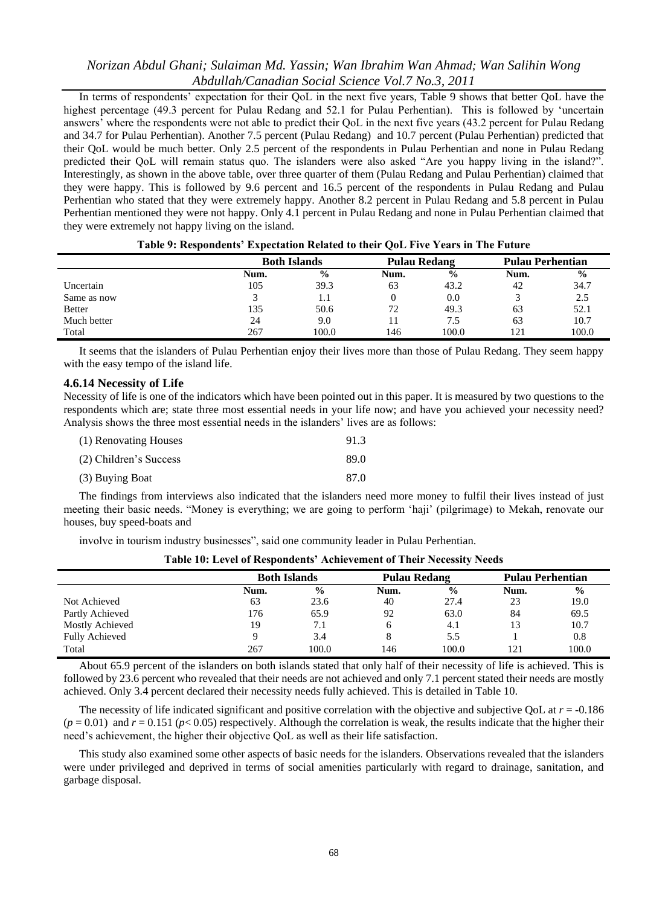In terms of respondents' expectation for their QoL in the next five years, Table 9 shows that better QoL have the highest percentage (49.3 percent for Pulau Redang and 52.1 for Pulau Perhentian). This is followed by 'uncertain answers' where the respondents were not able to predict their QoL in the next five years (43.2 percent for Pulau Redang and 34.7 for Pulau Perhentian). Another 7.5 percent (Pulau Redang) and 10.7 percent (Pulau Perhentian) predicted that their QoL would be much better. Only 2.5 percent of the respondents in Pulau Perhentian and none in Pulau Redang predicted their QoL will remain status quo. The islanders were also asked "Are you happy living in the island?". Interestingly, as shown in the above table, over three quarter of them (Pulau Redang and Pulau Perhentian) claimed that they were happy. This is followed by 9.6 percent and 16.5 percent of the respondents in Pulau Redang and Pulau Perhentian who stated that they were extremely happy. Another 8.2 percent in Pulau Redang and 5.8 percent in Pulau Perhentian mentioned they were not happy. Only 4.1 percent in Pulau Redang and none in Pulau Perhentian claimed that they were extremely not happy living on the island.

**Table 9: Respondents' Expectation Related to their QoL Five Years in The Future**

| | Both Islands | | Pulau Redang | | Pulau Perhentian | |
|---|---|---|---|---|---|---|
| | **Num.** | **%** | **Num.** | **%** | **Num.** | **%** |
| Uncertain | 105 | 39.3 | 63 | 43.2 | 42 | 34.7 |
| Same as now | 3 | 1.1 | 0 | 0.0 | 3 | 2.5 |
| Better | 135 | 50.6 | 72 | 49.3 | 63 | 52.1 |
| Much better | 24 | 9.0 | 11 | 7.5 | 63 | 10.7 |
| Total | 267 | 100.0 | 146 | 100.0 | 121 | 100.0 |

It seems that the islanders of Pulau Perhentian enjoy their lives more than those of Pulau Redang. They seem happy with the easy tempo of the island life.

### 4.6.14 Necessity of Life

Necessity of life is one of the indicators which have been pointed out in this paper. It is measured by two questions to the respondents which are; state three most essential needs in your life now; and have you achieved your necessity need? Analysis shows the three most essential needs in the islanders' lives are as follows:

| | |
|---|---|
| (1) Renovating Houses | 91.3 |
| (2) Children's Success | 89.0 |
| (3) Buying Boat | 87.0 |

The findings from interviews also indicated that the islanders need more money to fulfil their lives instead of just meeting their basic needs. "Money is everything; we are going to perform 'haji' (pilgrimage) to Mekah, renovate our houses, buy speed-boats and involve in tourism industry businesses", said one community leader in Pulau Perhentian.

**Table 10: Level of Respondents' Achievement of Their Necessity Needs**

| | Both Islands | | Pulau Redang | | Pulau Perhentian | |
|---|---|---|---|---|---|---|
| | **Num.** | **%** | **Num.** | **%** | **Num.** | **%** |
| Not Achieved | 63 | 23.6 | 40 | 27.4 | 23 | 19.0 |
| Partly Achieved | 176 | 65.9 | 92 | 63.0 | 84 | 69.5 |
| Mostly Achieved | 19 | 7.1 | 6 | 4.1 | 13 | 10.7 |
| Fully Achieved | 9 | 3.4 | 8 | 5.5 | 1 | 0.8 |
| Total | 267 | 100.0 | 146 | 100.0 | 121 | 100.0 |

About 65.9 percent of the islanders on both islands stated that only half of their necessity of life is achieved. This is followed by 23.6 percent who revealed that their needs are not achieved and only 7.1 percent stated their needs are mostly achieved. Only 3.4 percent declared their necessity needs fully achieved. This is detailed in Table 10.

The necessity of life indicated significant and positive correlation with the objective and subjective QoL at $r = -0.186$ ($p = 0.01$) and $r = 0.151$ ($p < 0.05$) respectively. Although the correlation is weak, the results indicate that the higher their need's achievement, the higher their objective QoL as well as their life satisfaction.

This study also examined some other aspects of basic needs for the islanders. Observations revealed that the islanders were under privileged and deprived in terms of social amenities particularly with regard to drainage, sanitation, and garbage disposal.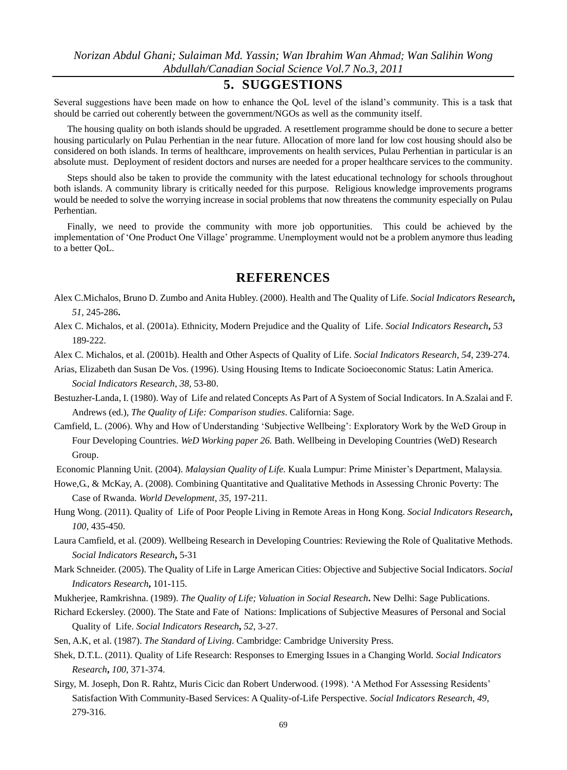## 5. SUGGESTIONS

Several suggestions have been made on how to enhance the QoL level of the island's community. This is a task that should be carried out coherently between the government/NGOs as well as the community itself.

The housing quality on both islands should be upgraded. A resettlement programme should be done to secure a better housing particularly on Pulau Perhentian in the near future. Allocation of more land for low cost housing should also be considered on both islands. In terms of healthcare, improvements on health services, Pulau Perhentian in particular is an absolute must. Deployment of resident doctors and nurses are needed for a proper healthcare services to the community.

Steps should also be taken to provide the community with the latest educational technology for schools throughout both islands. A community library is critically needed for this purpose. Religious knowledge improvements programs would be needed to solve the worrying increase in social problems that now threatens the community especially on Pulau Perhentian.

Finally, we need to provide the community with more job opportunities. This could be achieved by the implementation of 'One Product One Village' programme. Unemployment would not be a problem anymore thus leading to a better QoL.

## REFERENCES

Alex C.Michalos, Bruno D. Zumbo and Anita Hubley. (2000). Health and The Quality of Life. *Social Indicators Research***,** *51*, 245-286**.**

Alex C. Michalos, et al. (2001a). Ethnicity, Modern Prejudice and the Quality of Life. *Social Indicators Research***,** *53* 189-222.

Alex C. Michalos, et al. (2001b). Health and Other Aspects of Quality of Life. *Social Indicators Research, 54*, 239-274.

Arias, Elizabeth dan Susan De Vos. (1996). Using Housing Items to Indicate Socioeconomic Status: Latin America. *Social Indicators Research, 38,* 53-80.

Bestuzher-Landa, I. (1980). Way of Life and related Concepts As Part of A System of Social Indicators. In A.Szalai and F. Andrews (ed.), *The Quality of Life: Comparison studies*. California: Sage.

Camfield, L. (2006). Why and How of Understanding 'Subjective Wellbeing': Exploratory Work by the WeD Group in Four Developing Countries. *WeD Working paper 26.* Bath. Wellbeing in Developing Countries (WeD) Research Group.

Economic Planning Unit. (2004). *Malaysian Quality of Life.* Kuala Lumpur: Prime Minister's Department, Malaysia.

Howe,G., & McKay, A. (2008). Combining Quantitative and Qualitative Methods in Assessing Chronic Poverty: The Case of Rwanda. *World Development, 35,* 197-211.

Hung Wong. (2011). Quality of Life of Poor People Living in Remote Areas in Hong Kong. *Social Indicators Research***,** *100*, 435-450.

Laura Camfield, et al. (2009). Wellbeing Research in Developing Countries: Reviewing the Role of Qualitative Methods. *Social Indicators Research***,** 5-31

Mark Schneider. (2005). The Quality of Life in Large American Cities: Objective and Subjective Social Indicators. *Social Indicators Research***,** 101-115.

Mukherjee, Ramkrishna. (1989). *The Quality of Life; Valuation in Social Research***.** New Delhi: Sage Publications.

Richard Eckersley. (2000). The State and Fate of Nations: Implications of Subjective Measures of Personal and Social Quality of Life. *Social Indicators Research***,** *52*, 3-27.

Sen, A.K, et al. (1987). *The Standard of Living*. Cambridge: Cambridge University Press.

Shek, D.T.L. (2011). Quality of Life Research: Responses to Emerging Issues in a Changing World. *Social Indicators Research***,** *100*, 371-374.

Sirgy, M. Joseph, Don R. Rahtz, Muris Cicic dan Robert Underwood. (1998). 'A Method For Assessing Residents' Satisfaction With Community-Based Services: A Quality-of-Life Perspective. *Social Indicators Research, 49,* 279-316.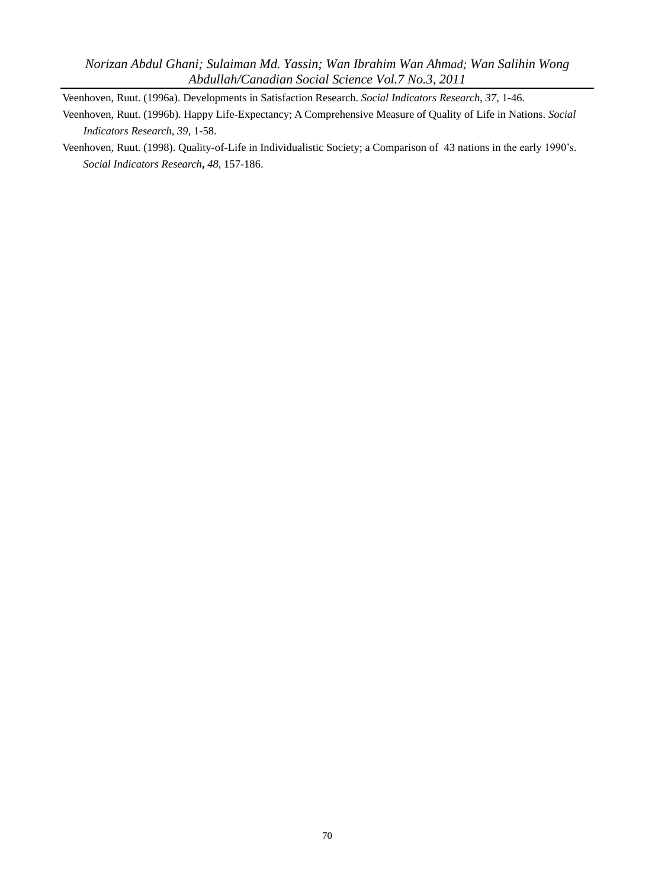Veenhoven, Ruut. (1996a). Developments in Satisfaction Research. *Social Indicators Research*, *37*, 1-46.

Veenhoven, Ruut. (1996b). Happy Life-Expectancy; A Comprehensive Measure of Quality of Life in Nations. *Social Indicators Research*, *39*, 1-58.

Veenhoven, Ruut. (1998). Quality-of-Life in Individualistic Society; a Comparison of 43 nations in the early 1990's. *Social Indicators Research***,** *48*, 157-186.